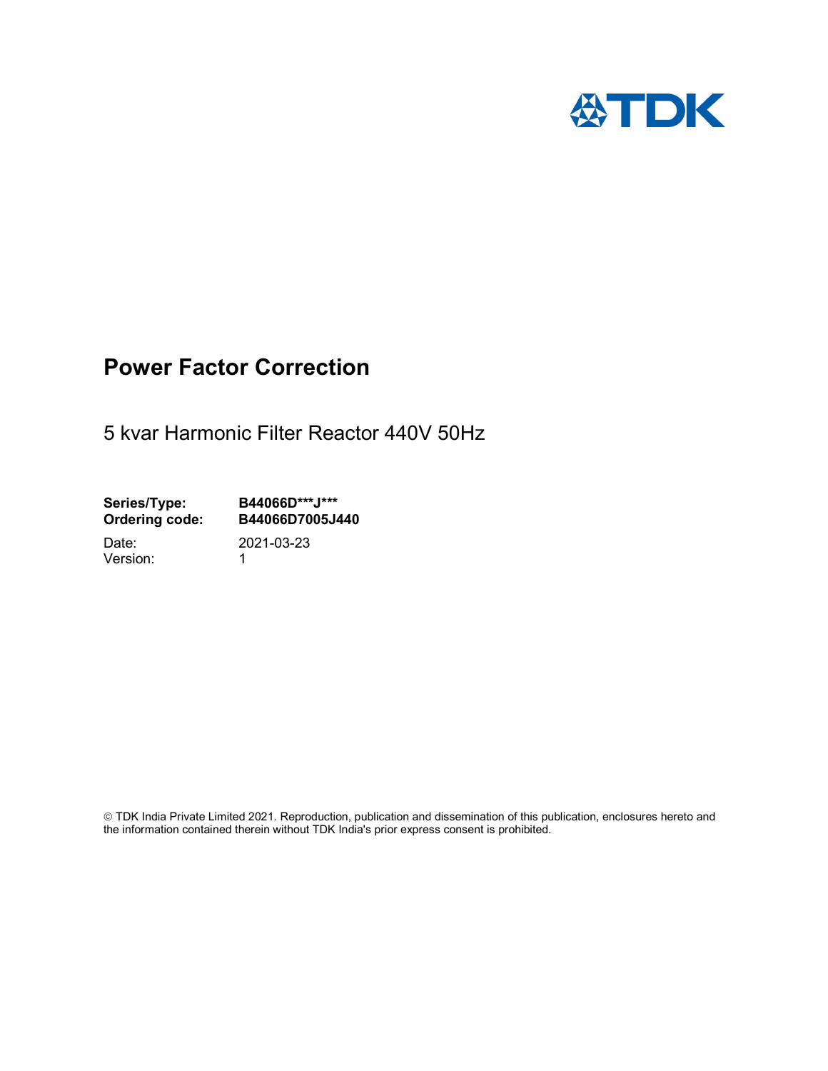TDK

# Power Factor Correction

5 kvar Harmonic Filter Reactor 440V 50Hz

**Series/Type:** **B44066D\*\*\*J\*\*\***
**Ordering code:** **B44066D7005J440**

Date: 2021-03-23
Version: 1

© TDK India Private Limited 2021. Reproduction, publication and dissemination of this publication, enclosures hereto and the information contained therein without TDK India's prior express consent is prohibited.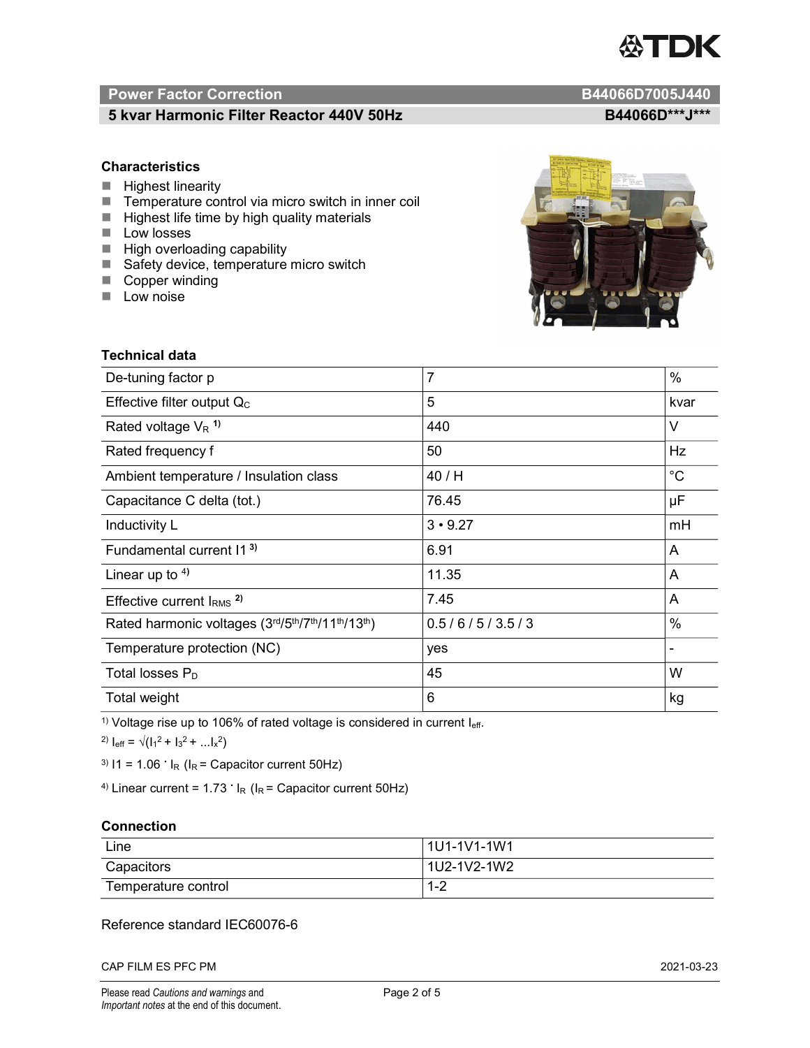## Power Factor Correction — B44066D7005J440

## 5 kvar Harmonic Filter Reactor 440V 50Hz — B44066D***J***

### Characteristics

- Highest linearity
- Temperature control via micro switch in inner coil
- Highest life time by high quality materials
- Low losses
- High overloading capability
- Safety device, temperature micro switch
- Copper winding
- Low noise

### Technical data

| Parameter | Value | Unit |
|---|---|---|
| De-tuning factor p | 7 | % |
| Effective filter output $Q_C$ | 5 | kvar |
| Rated voltage $V_R$ [1] | 440 | V |
| Rated frequency f | 50 | Hz |
| Ambient temperature / Insulation class | 40 / H | °C |
| Capacitance C delta (tot.) | 76.45 | µF |
| Inductivity L | 3 • 9.27 | mH |
| Fundamental current I1 [3] | 6.91 | A |
| Linear up to [4] | 11.35 | A |
| Effective current $I_{RMS}$ [2] | 7.45 | A |
| Rated harmonic voltages (3rd/5th/7th/11th/13th) | 0.5 / 6 / 5 / 3.5 / 3 | % |
| Temperature protection (NC) | yes | - |
| Total losses $P_D$ | 45 | W |
| Total weight | 6 | kg |

[1] Voltage rise up to 106% of rated voltage is considered in current $I_{eff}$.

[2] $I_{eff} = \sqrt{(I_1^2 + I_3^2 + ... I_x^2)}$

[3] $I1 = 1.06 \cdot I_R$ ($I_R$ = Capacitor current 50Hz)

[4] Linear current = $1.73 \cdot I_R$ ($I_R$ = Capacitor current 50Hz)

### Connection

| | |
|---|---|
| Line | 1U1-1V1-1W1 |
| Capacitors | 1U2-1V2-1W2 |
| Temperature control | 1-2 |

Reference standard IEC60076-6

CAP FILM ES PFC PM 2021-03-23

Please read *Cautions and warnings* and *Important notes* at the end of this document.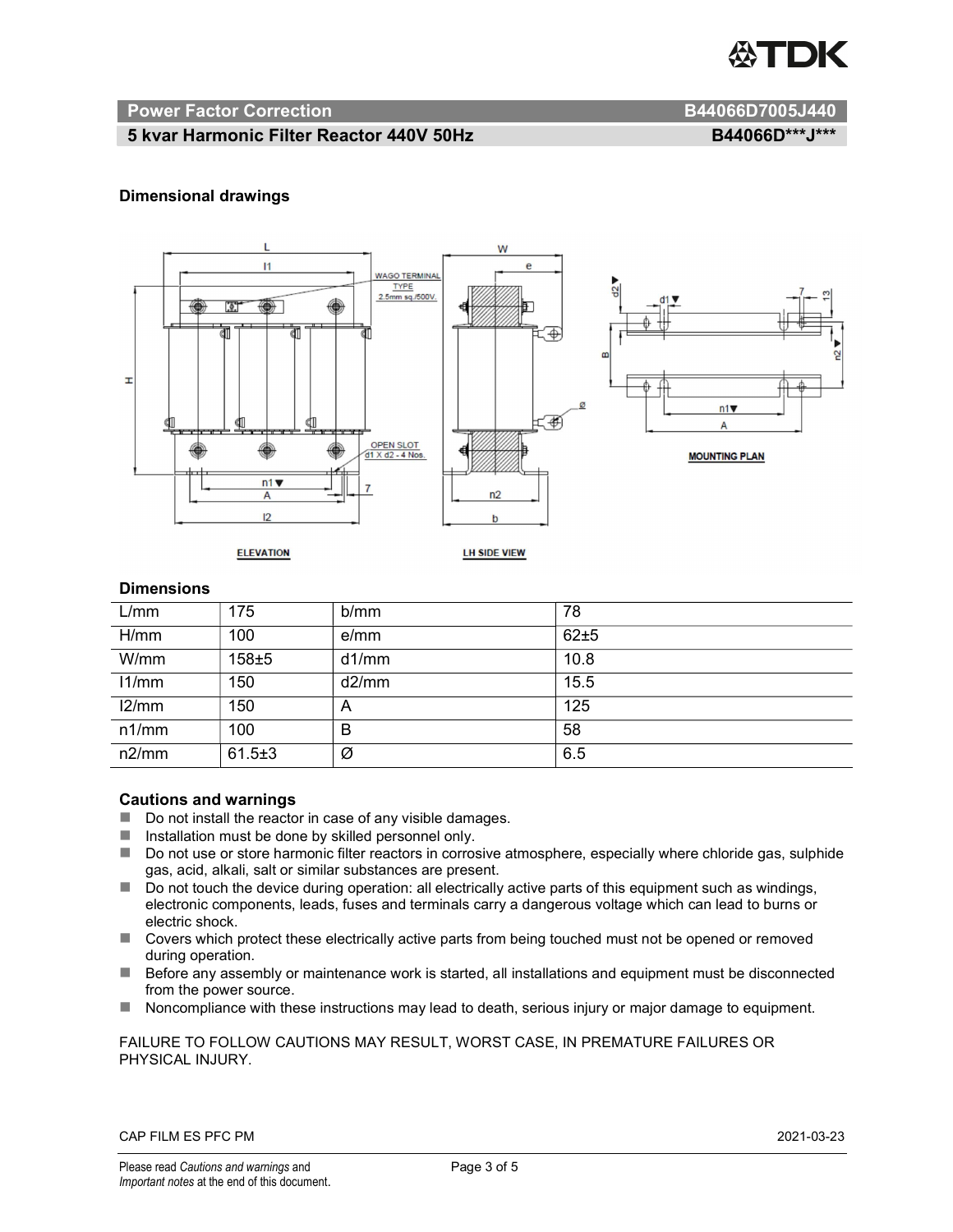**Power Factor Correction** B44066D7005J440

**5 kvar Harmonic Filter Reactor 440V 50Hz** B44066D\*\*\*J\*\*\*

### Dimensional drawings

### Dimensions

| L/mm | 175 | b/mm | 78 |
|---|---|---|---|
| H/mm | 100 | e/mm | 62±5 |
| W/mm | 158±5 | d1/mm | 10.8 |
| l1/mm | 150 | d2/mm | 15.5 |
| l2/mm | 150 | A | 125 |
| n1/mm | 100 | B | 58 |
| n2/mm | 61.5±3 | Ø | 6.5 |

### Cautions and warnings

- Do not install the reactor in case of any visible damages.
- Installation must be done by skilled personnel only.
- Do not use or store harmonic filter reactors in corrosive atmosphere, especially where chloride gas, sulphide gas, acid, alkali, salt or similar substances are present.
- Do not touch the device during operation: all electrically active parts of this equipment such as windings, electronic components, leads, fuses and terminals carry a dangerous voltage which can lead to burns or electric shock.
- Covers which protect these electrically active parts from being touched must not be opened or removed during operation.
- Before any assembly or maintenance work is started, all installations and equipment must be disconnected from the power source.
- Noncompliance with these instructions may lead to death, serious injury or major damage to equipment.

FAILURE TO FOLLOW CAUTIONS MAY RESULT, WORST CASE, IN PREMATURE FAILURES OR PHYSICAL INJURY.

CAP FILM ES PFC PM 2021-03-23

Please read *Cautions and warnings* and *Important notes* at the end of this document.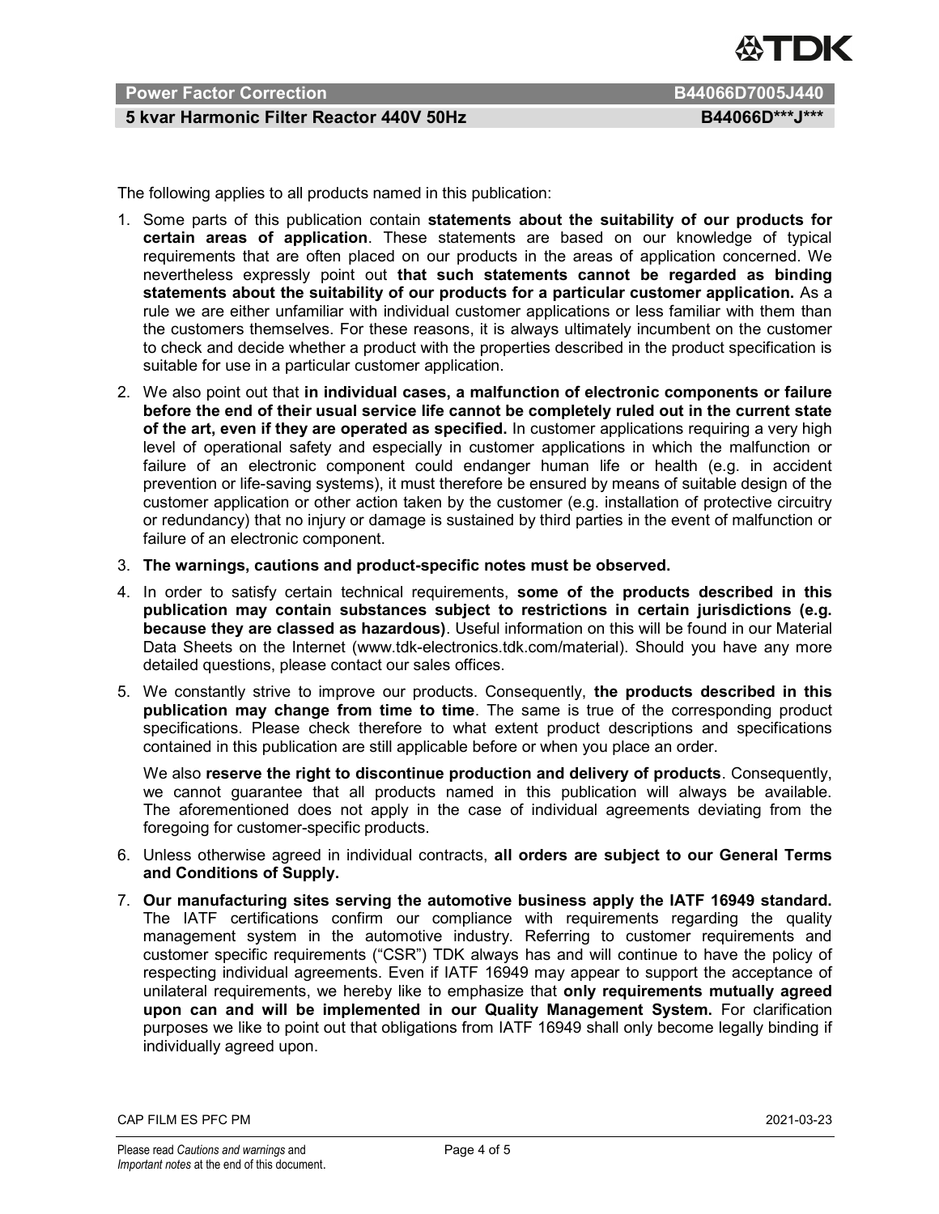The following applies to all products named in this publication:

1. Some parts of this publication contain **statements about the suitability of our products for certain areas of application**. These statements are based on our knowledge of typical requirements that are often placed on our products in the areas of application concerned. We nevertheless expressly point out **that such statements cannot be regarded as binding statements about the suitability of our products for a particular customer application.** As a rule we are either unfamiliar with individual customer applications or less familiar with them than the customers themselves. For these reasons, it is always ultimately incumbent on the customer to check and decide whether a product with the properties described in the product specification is suitable for use in a particular customer application.
2. We also point out that **in individual cases, a malfunction of electronic components or failure before the end of their usual service life cannot be completely ruled out in the current state of the art, even if they are operated as specified.** In customer applications requiring a very high level of operational safety and especially in customer applications in which the malfunction or failure of an electronic component could endanger human life or health (e.g. in accident prevention or life-saving systems), it must therefore be ensured by means of suitable design of the customer application or other action taken by the customer (e.g. installation of protective circuitry or redundancy) that no injury or damage is sustained by third parties in the event of malfunction or failure of an electronic component.
3. **The warnings, cautions and product-specific notes must be observed.**
4. In order to satisfy certain technical requirements, **some of the products described in this publication may contain substances subject to restrictions in certain jurisdictions (e.g. because they are classed as hazardous)**. Useful information on this will be found in our Material Data Sheets on the Internet (www.tdk-electronics.tdk.com/material). Should you have any more detailed questions, please contact our sales offices.
5. We constantly strive to improve our products. Consequently, **the products described in this publication may change from time to time**. The same is true of the corresponding product specifications. Please check therefore to what extent product descriptions and specifications contained in this publication are still applicable before or when you place an order.

   We also **reserve the right to discontinue production and delivery of products**. Consequently, we cannot guarantee that all products named in this publication will always be available. The aforementioned does not apply in the case of individual agreements deviating from the foregoing for customer-specific products.
6. Unless otherwise agreed in individual contracts, **all orders are subject to our General Terms and Conditions of Supply.**
7. **Our manufacturing sites serving the automotive business apply the IATF 16949 standard.** The IATF certifications confirm our compliance with requirements regarding the quality management system in the automotive industry. Referring to customer requirements and customer specific requirements ("CSR") TDK always has and will continue to have the policy of respecting individual agreements. Even if IATF 16949 may appear to support the acceptance of unilateral requirements, we hereby like to emphasize that **only requirements mutually agreed upon can and will be implemented in our Quality Management System.** For clarification purposes we like to point out that obligations from IATF 16949 shall only become legally binding if individually agreed upon.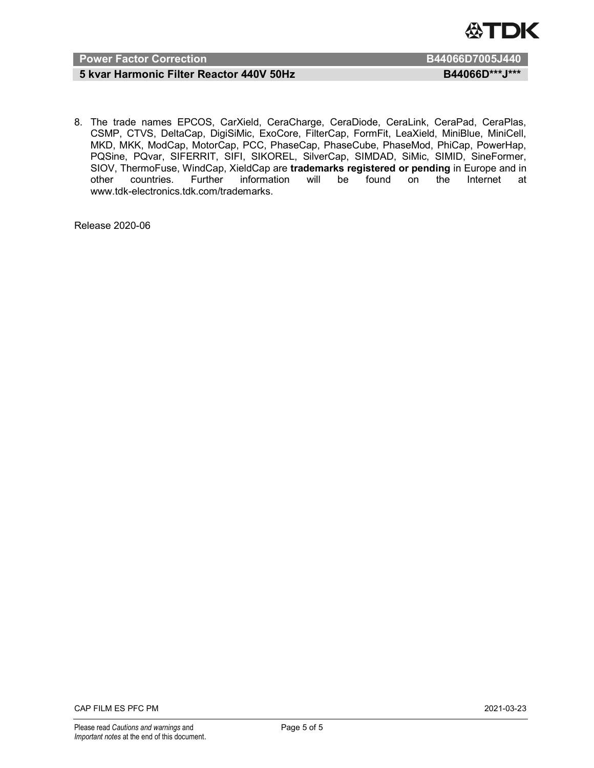8. The trade names EPCOS, CarXield, CeraCharge, CeraDiode, CeraLink, CeraPad, CeraPlas, CSMP, CTVS, DeltaCap, DigiSiMic, ExoCore, FilterCap, FormFit, LeaXield, MiniBlue, MiniCell, MKD, MKK, ModCap, MotorCap, PCC, PhaseCap, PhaseCube, PhaseMod, PhiCap, PowerHap, PQSine, PQvar, SIFERRIT, SIFI, SIKOREL, SilverCap, SIMDAD, SiMic, SIMID, SineFormer, SIOV, ThermoFuse, WindCap, XieldCap are **trademarks registered or pending** in Europe and in other countries. Further information will be found on the Internet at www.tdk-electronics.tdk.com/trademarks.

Release 2020-06